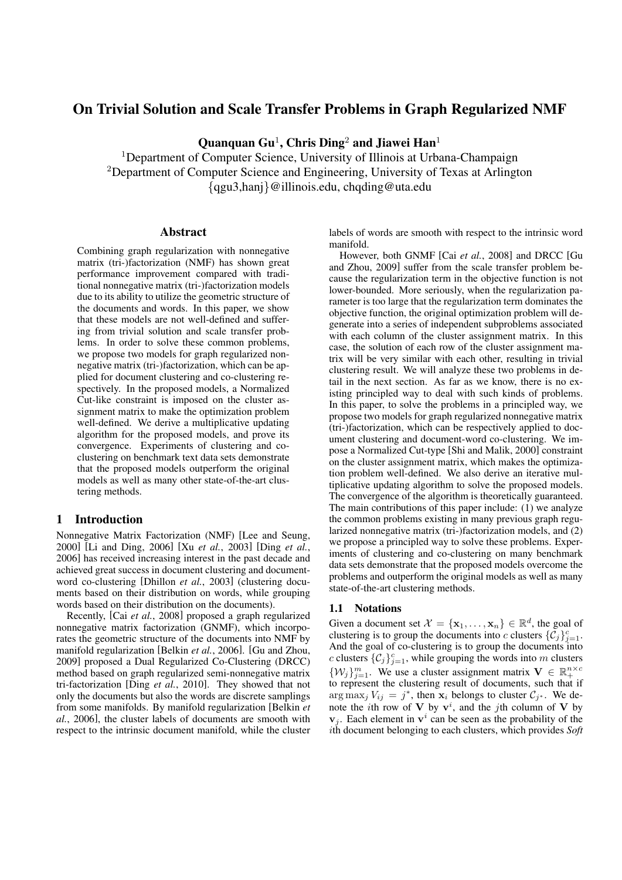# On Trivial Solution and Scale Transfer Problems in Graph Regularized NMF

**Quanquan Gu**[1], **Chris Ding**[2] **and Jiawei Han**[1]

[1]Department of Computer Science, University of Illinois at Urbana-Champaign
[2]Department of Computer Science and Engineering, University of Texas at Arlington
{qgu3,hanj}@illinois.edu, chqding@uta.edu

## Abstract

Combining graph regularization with nonnegative matrix (tri-)factorization (NMF) has shown great performance improvement compared with traditional nonnegative matrix (tri-)factorization models due to its ability to utilize the geometric structure of the documents and words. In this paper, we show that these models are not well-defined and suffering from trivial solution and scale transfer problems. In order to solve these common problems, we propose two models for graph regularized nonnegative matrix (tri-)factorization, which can be applied for document clustering and co-clustering respectively. In the proposed models, a Normalized Cut-like constraint is imposed on the cluster assignment matrix to make the optimization problem well-defined. We derive a multiplicative updating algorithm for the proposed models, and prove its convergence. Experiments of clustering and co-clustering on benchmark text data sets demonstrate that the proposed models outperform the original models as well as many other state-of-the-art clustering methods.

## 1 Introduction

Nonnegative Matrix Factorization (NMF) [Lee and Seung, 2000] [Li and Ding, 2006] [Xu *et al.*, 2003] [Ding *et al.*, 2006] has received increasing interest in the past decade and achieved great success in document clustering and document-word co-clustering [Dhillon *et al.*, 2003] (clustering documents based on their distribution on words, while grouping words based on their distribution on the documents).

Recently, [Cai *et al.*, 2008] proposed a graph regularized nonnegative matrix factorization (GNMF), which incorporates the geometric structure of the documents into NMF by manifold regularization [Belkin *et al.*, 2006]. [Gu and Zhou, 2009] proposed a Dual Regularized Co-Clustering (DRCC) method based on graph regularized semi-nonnegative matrix tri-factorization [Ding *et al.*, 2010]. They showed that not only the documents but also the words are discrete samplings from some manifolds. By manifold regularization [Belkin *et al.*, 2006], the cluster labels of documents are smooth with respect to the intrinsic document manifold, while the cluster labels of words are smooth with respect to the intrinsic word manifold.

However, both GNMF [Cai *et al.*, 2008] and DRCC [Gu and Zhou, 2009] suffer from the scale transfer problem because the regularization term in the objective function is not lower-bounded. More seriously, when the regularization parameter is too large that the regularization term dominates the objective function, the original optimization problem will degenerate into a series of independent subproblems associated with each column of the cluster assignment matrix. In this case, the solution of each row of the cluster assignment matrix will be very similar with each other, resulting in trivial clustering result. We will analyze these two problems in detail in the next section. As far as we know, there is no existing principled way to deal with such kinds of problems. In this paper, to solve the problems in a principled way, we propose two models for graph regularized nonnegative matrix (tri-)factorization, which can be respectively applied to document clustering and document-word co-clustering. We impose a Normalized Cut-type [Shi and Malik, 2000] constraint on the cluster assignment matrix, which makes the optimization problem well-defined. We also derive an iterative multiplicative updating algorithm to solve the proposed models. The convergence of the algorithm is theoretically guaranteed. The main contributions of this paper include: (1) we analyze the common problems existing in many previous graph regularized nonnegative matrix (tri-)factorization models, and (2) we propose a principled way to solve these problems. Experiments of clustering and co-clustering on many benchmark data sets demonstrate that the proposed models overcome the problems and outperform the original models as well as many state-of-the-art clustering methods.

### 1.1 Notations

Given a document set $\mathcal{X} = \{\mathbf{x}_1, \ldots, \mathbf{x}_n\} \in \mathbb{R}^d$, the goal of clustering is to group the documents into $c$ clusters $\{\mathcal{C}_j\}_{j=1}^c$. And the goal of co-clustering is to group the documents into $c$ clusters $\{\mathcal{C}_j\}_{j=1}^c$, while grouping the words into $m$ clusters $\{\mathcal{W}_j\}_{j=1}^m$. We use a cluster assignment matrix $\mathbf{V} \in \mathbb{R}_+^{n\times c}$ to represent the clustering result of documents, such that if $\arg\max_j V_{ij} = j^*$, then $\mathbf{x}_i$ belongs to cluster $\mathcal{C}_{j^*}$. We denote the $i$th row of $\mathbf{V}$ by $\mathbf{v}^i$, and the $j$th column of $\mathbf{V}$ by $\mathbf{v}_j$. Each element in $\mathbf{v}^i$ can be seen as the probability of the $i$th document belonging to each clusters, which provides *Soft*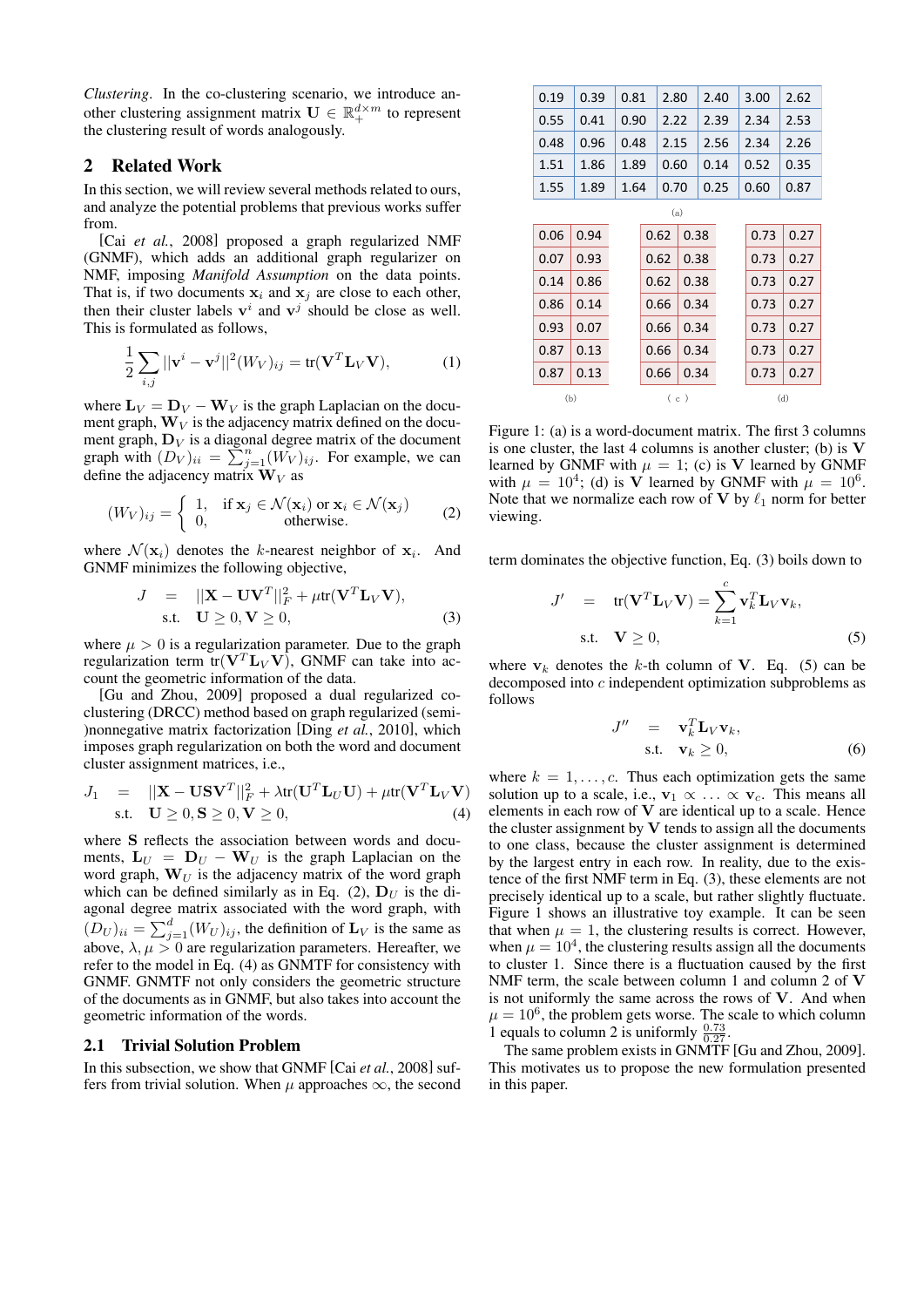*Clustering*. In the co-clustering scenario, we introduce another clustering assignment matrix $\mathbf{U} \in \mathbb{R}_+^{d \times m}$ to represent the clustering result of words analogously.

## 2 Related Work

In this section, we will review several methods related to ours, and analyze the potential problems that previous works suffer from.

[Cai *et al.*, 2008] proposed a graph regularized NMF (GNMF), which adds an additional graph regularizer on NMF, imposing *Manifold Assumption* on the data points. That is, if two documents $\mathbf{x}_i$ and $\mathbf{x}_j$ are close to each other, then their cluster labels $\mathbf{v}^i$ and $\mathbf{v}^j$ should be close as well. This is formulated as follows,

$$\frac{1}{2}\sum_{i,j} ||\mathbf{v}^i - \mathbf{v}^j||^2 (W_V)_{ij} = \text{tr}(\mathbf{V}^T \mathbf{L}_V \mathbf{V}), \tag{1}$$

where $\mathbf{L}_V = \mathbf{D}_V - \mathbf{W}_V$ is the graph Laplacian on the document graph, $\mathbf{W}_V$ is the adjacency matrix defined on the document graph, $\mathbf{D}_V$ is a diagonal degree matrix of the document graph with $(D_V)_{ii} = \sum_{j=1}^n (W_V)_{ij}$. For example, we can define the adjacency matrix $\mathbf{W}_V$ as

$$(W_V)_{ij} = \begin{cases} 1, & \text{if } \mathbf{x}_j \in \mathcal{N}(\mathbf{x}_i) \text{ or } \mathbf{x}_i \in \mathcal{N}(\mathbf{x}_j) \\ 0, & \text{otherwise.} \end{cases} \tag{2}$$

where $\mathcal{N}(\mathbf{x}_i)$ denotes the $k$-nearest neighbor of $\mathbf{x}_i$. And GNMF minimizes the following objective,

$$\begin{aligned} J &= ||\mathbf{X} - \mathbf{U}\mathbf{V}^T||_F^2 + \mu \text{tr}(\mathbf{V}^T \mathbf{L}_V \mathbf{V}), \\ \text{s.t.} & \quad \mathbf{U} \geq 0, \mathbf{V} \geq 0, \end{aligned} \tag{3}$$

where $\mu > 0$ is a regularization parameter. Due to the graph regularization term $\text{tr}(\mathbf{V}^T \mathbf{L}_V \mathbf{V})$, GNMF can take into account the geometric information of the data.

[Gu and Zhou, 2009] proposed a dual regularized co-clustering (DRCC) method based on graph regularized (semi-)nonnegative matrix factorization [Ding *et al.*, 2010], which imposes graph regularization on both the word and document cluster assignment matrices, i.e.,

$$\begin{aligned} J_1 &= ||\mathbf{X} - \mathbf{U}\mathbf{S}\mathbf{V}^T||_F^2 + \lambda \text{tr}(\mathbf{U}^T \mathbf{L}_U \mathbf{U}) + \mu \text{tr}(\mathbf{V}^T \mathbf{L}_V \mathbf{V}) \\ \text{s.t.} & \quad \mathbf{U} \geq 0, \mathbf{S} \geq 0, \mathbf{V} \geq 0, \end{aligned} \tag{4}$$

where $\mathbf{S}$ reflects the association between words and documents, $\mathbf{L}_U = \mathbf{D}_U - \mathbf{W}_U$ is the graph Laplacian on the word graph, $\mathbf{W}_U$ is the adjacency matrix of the word graph which can be defined similarly as in Eq. (2), $\mathbf{D}_U$ is the diagonal degree matrix associated with the word graph, with $(D_U)_{ii} = \sum_{j=1}^d (W_U)_{ij}$, the definition of $\mathbf{L}_V$ is the same as above, $\lambda, \mu > 0$ are regularization parameters. Hereafter, we refer to the model in Eq. (4) as GNMTF for consistency with GNMF. GNMTF not only considers the geometric structure of the documents as in GNMF, but also takes into account the geometric information of the words.

### 2.1 Trivial Solution Problem

In this subsection, we show that GNMF [Cai *et al.*, 2008] suffers from trivial solution. When $\mu$ approaches $\infty$, the second term dominates the objective function, Eq. (3) boils down to

$$\begin{aligned} J' &= \text{tr}(\mathbf{V}^T \mathbf{L}_V \mathbf{V}) = \sum_{k=1}^c \mathbf{v}_k^T \mathbf{L}_V \mathbf{v}_k, \\ \text{s.t.} & \quad \mathbf{V} \geq 0, \end{aligned} \tag{5}$$

where $\mathbf{v}_k$ denotes the $k$-th column of $\mathbf{V}$. Eq. (5) can be decomposed into $c$ independent optimization subproblems as follows

$$\begin{aligned} J'' &= \mathbf{v}_k^T \mathbf{L}_V \mathbf{v}_k, \\ \text{s.t.} & \quad \mathbf{v}_k \geq 0, \end{aligned} \tag{6}$$

where $k = 1, \ldots, c$. Thus each optimization gets the same solution up to a scale, i.e., $\mathbf{v}_1 \propto \ldots \propto \mathbf{v}_c$. This means all elements in each row of $\mathbf{V}$ are identical up to a scale. Hence the cluster assignment by $\mathbf{V}$ tends to assign all the documents to one class, because the cluster assignment is determined by the largest entry in each row. In reality, due to the existence of the first NMF term in Eq. (3), these elements are not precisely identical up to a scale, but rather slightly fluctuate. Figure 1 shows an illustrative toy example. It can be seen that when $\mu = 1$, the clustering results is correct. However, when $\mu = 10^4$, the clustering results assign all the documents to cluster 1. Since there is a fluctuation caused by the first NMF term, the scale between column 1 and column 2 of $\mathbf{V}$ is not uniformly the same across the rows of $\mathbf{V}$. And when $\mu = 10^6$, the problem gets worse. The scale to which column 1 equals to column 2 is uniformly $\frac{0.73}{0.27}$.

The same problem exists in GNMTF [Gu and Zhou, 2009]. This motivates us to propose the new formulation presented in this paper.

(a)

| | | | | | | |
|---|---|---|---|---|---|---|
| 0.19 | 0.39 | 0.81 | 2.80 | 2.40 | 3.00 | 2.62 |
| 0.55 | 0.41 | 0.90 | 2.22 | 2.39 | 2.34 | 2.53 |
| 0.48 | 0.96 | 0.48 | 2.15 | 2.56 | 2.34 | 2.26 |
| 1.51 | 1.86 | 1.89 | 0.60 | 0.14 | 0.52 | 0.35 |
| 1.55 | 1.89 | 1.64 | 0.70 | 0.25 | 0.60 | 0.87 |

(b)

| | |
|---|---|
| 0.06 | 0.94 |
| 0.07 | 0.93 |
| 0.14 | 0.86 |
| 0.86 | 0.14 |
| 0.93 | 0.07 |
| 0.87 | 0.13 |
| 0.87 | 0.13 |

(c)

| | |
|---|---|
| 0.62 | 0.38 |
| 0.62 | 0.38 |
| 0.62 | 0.38 |
| 0.66 | 0.34 |
| 0.66 | 0.34 |
| 0.66 | 0.34 |
| 0.66 | 0.34 |

(d)

| | |
|---|---|
| 0.73 | 0.27 |
| 0.73 | 0.27 |
| 0.73 | 0.27 |
| 0.73 | 0.27 |
| 0.73 | 0.27 |
| 0.73 | 0.27 |
| 0.73 | 0.27 |

Figure 1: (a) is a word-document matrix. The first 3 columns is one cluster, the last 4 columns is another cluster; (b) is $\mathbf{V}$ learned by GNMF with $\mu = 1$; (c) is $\mathbf{V}$ learned by GNMF with $\mu = 10^4$; (d) is $\mathbf{V}$ learned by GNMF with $\mu = 10^6$. Note that we normalize each row of $\mathbf{V}$ by $\ell_1$ norm for better viewing.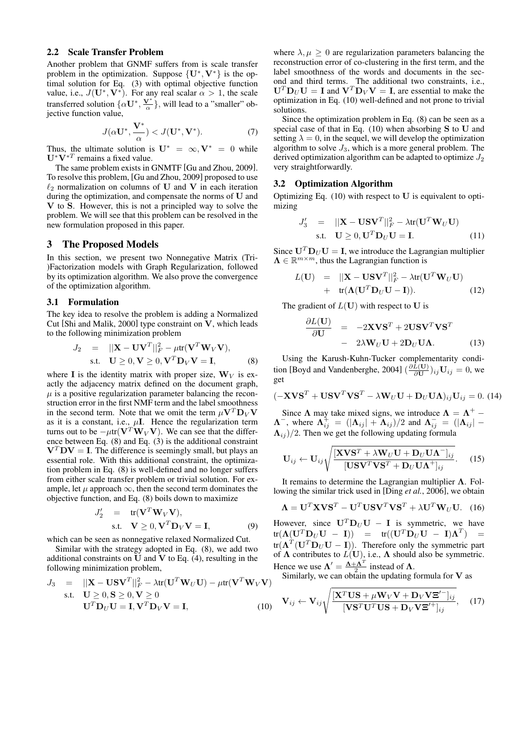### 2.2 Scale Transfer Problem

Another problem that GNMF suffers from is scale transfer problem in the optimization. Suppose $\{\mathbf{U}^*, \mathbf{V}^*\}$ is the optimal solution for Eq. (3) with optimal objective function value, i.e., $J(\mathbf{U}^*, \mathbf{V}^*)$. For any real scalar $\alpha > 1$, the scale transferred solution $\{\alpha\mathbf{U}^*, \frac{\mathbf{V}^*}{\alpha}\}$, will lead to a "smaller" objective function value,

$$J(\alpha\mathbf{U}^*, \frac{\mathbf{V}^*}{\alpha}) < J(\mathbf{U}^*, \mathbf{V}^*). \tag{7}$$

Thus, the ultimate solution is $\mathbf{U}^* = \infty, \mathbf{V}^* = 0$ while $\mathbf{U}^*\mathbf{V}^{*T}$ remains a fixed value.

The same problem exists in GNMTF [Gu and Zhou, 2009]. To resolve this problem, [Gu and Zhou, 2009] proposed to use $\ell_2$ normalization on columns of $\mathbf{U}$ and $\mathbf{V}$ in each iteration during the optimization, and compensate the norms of $\mathbf{U}$ and $\mathbf{V}$ to $\mathbf{S}$. However, this is not a principled way to solve the problem. We will see that this problem can be resolved in the new formulation proposed in this paper.

## 3 The Proposed Models

In this section, we present two Nonnegative Matrix (Tri-)Factorization models with Graph Regularization, followed by its optimization algorithm. We also prove the convergence of the optimization algorithm.

### 3.1 Formulation

The key idea to resolve the problem is adding a Normalized Cut [Shi and Malik, 2000] type constraint on $\mathbf{V}$, which leads to the following minimization problem

$$\begin{aligned} J_2 &= ||\mathbf{X} - \mathbf{U}\mathbf{V}^T||_F^2 - \mu \text{tr}(\mathbf{V}^T\mathbf{W}_V\mathbf{V}), \\ &\text{s.t.} \quad \mathbf{U} \geq 0, \mathbf{V} \geq 0, \mathbf{V}^T\mathbf{D}_V\mathbf{V} = \mathbf{I}, \end{aligned} \tag{8}$$

where $\mathbf{I}$ is the identity matrix with proper size, $\mathbf{W}_V$ is exactly the adjacency matrix defined on the document graph, $\mu$ is a positive regularization parameter balancing the reconstruction error in the first NMF term and the label smoothness in the second term. Note that we omit the term $\mu\mathbf{V}^T\mathbf{D}_V\mathbf{V}$ as it is a constant, i.e., $\mu\mathbf{I}$. Hence the regularization term turns out to be $-\mu\text{tr}(\mathbf{V}^T\mathbf{W}_V\mathbf{V})$. We can see that the difference between Eq. (8) and Eq. (3) is the additional constraint $\mathbf{V}^T\mathbf{D}\mathbf{V} = \mathbf{I}$. The difference is seemingly small, but plays an essential role. With this additional constraint, the optimization problem in Eq. (8) is well-defined and no longer suffers from either scale transfer problem or trivial solution. For example, let $\mu$ approach $\infty$, then the second term dominates the objective function, and Eq. (8) boils down to maximize

$$\begin{aligned} J_2' &= \text{tr}(\mathbf{V}^T\mathbf{W}_V\mathbf{V}), \\ &\text{s.t.} \quad \mathbf{V} \geq 0, \mathbf{V}^T\mathbf{D}_V\mathbf{V} = \mathbf{I}, \end{aligned} \tag{9}$$

which can be seen as nonnegative relaxed Normalized Cut.

Similar with the strategy adopted in Eq. (8), we add two additional constraints on $\mathbf{U}$ and $\mathbf{V}$ to Eq. (4), resulting in the following minimization problem,

$$\begin{aligned} J_3 &= ||\mathbf{X} - \mathbf{U}\mathbf{S}\mathbf{V}^T||_F^2 - \lambda\text{tr}(\mathbf{U}^T\mathbf{W}_U\mathbf{U}) - \mu\text{tr}(\mathbf{V}^T\mathbf{W}_V\mathbf{V}) \\ &\text{s.t.} \quad \mathbf{U} \geq 0, \mathbf{S} \geq 0, \mathbf{V} \geq 0 \\ &\quad\quad \mathbf{U}^T\mathbf{D}_U\mathbf{U} = \mathbf{I}, \mathbf{V}^T\mathbf{D}_V\mathbf{V} = \mathbf{I}, \end{aligned} \tag{10}$$

where $\lambda, \mu \geq 0$ are regularization parameters balancing the reconstruction error of co-clustering in the first term, and the label smoothness of the words and documents in the second and third terms. The additional two constraints, i.e., $\mathbf{U}^T\mathbf{D}_U\mathbf{U} = \mathbf{I}$ and $\mathbf{V}^T\mathbf{D}_V\mathbf{V} = \mathbf{I}$, are essential to make the optimization in Eq. (10) well-defined and not prone to trivial solutions.

Since the optimization problem in Eq. (8) can be seen as a special case of that in Eq. (10) when absorbing $\mathbf{S}$ to $\mathbf{U}$ and setting $\lambda = 0$, in the sequel, we will develop the optimization algorithm to solve $J_3$, which is a more general problem. The derived optimization algorithm can be adapted to optimize $J_2$ very straightforwardly.

### 3.2 Optimization Algorithm

Optimizing Eq. (10) with respect to $\mathbf{U}$ is equivalent to optimizing

$$\begin{aligned} J_3' &= ||\mathbf{X} - \mathbf{U}\mathbf{S}\mathbf{V}^T||_F^2 - \lambda\text{tr}(\mathbf{U}^T\mathbf{W}_U\mathbf{U}) \\ &\text{s.t.} \quad \mathbf{U} \geq 0, \mathbf{U}^T\mathbf{D}_U\mathbf{U} = \mathbf{I}. \end{aligned} \tag{11}$$

Since $\mathbf{U}^T\mathbf{D}_U\mathbf{U} = \mathbf{I}$, we introduce the Lagrangian multiplier $\mathbf{\Lambda} \in \mathbb{R}^{m \times m}$, thus the Lagrangian function is

$$\begin{aligned} L(\mathbf{U}) &= ||\mathbf{X} - \mathbf{U}\mathbf{S}\mathbf{V}^T||_F^2 - \lambda\text{tr}(\mathbf{U}^T\mathbf{W}_U\mathbf{U}) \\ &+ \text{tr}(\mathbf{\Lambda}(\mathbf{U}^T\mathbf{D}_U\mathbf{U} - \mathbf{I})). \end{aligned} \tag{12}$$

The gradient of $L(\mathbf{U})$ with respect to $\mathbf{U}$ is

$$\begin{aligned} \frac{\partial L(\mathbf{U})}{\partial \mathbf{U}} &= -2\mathbf{X}\mathbf{V}\mathbf{S}^T + 2\mathbf{U}\mathbf{S}\mathbf{V}^T\mathbf{V}\mathbf{S}^T \\ &- 2\lambda\mathbf{W}_U\mathbf{U} + 2\mathbf{D}_U\mathbf{U}\mathbf{\Lambda}. \end{aligned} \tag{13}$$

Using the Karush-Kuhn-Tucker complementarity condition [Boyd and Vandenberghe, 2004] $(\frac{\partial L(\mathbf{U})}{\partial \mathbf{U}})_{ij}\mathbf{U}_{ij} = 0$, we get

$$(-\mathbf{X}\mathbf{V}\mathbf{S}^T + \mathbf{U}\mathbf{S}\mathbf{V}^T\mathbf{V}\mathbf{S}^T - \lambda\mathbf{W}_U\mathbf{U} + \mathbf{D}_U\mathbf{U}\mathbf{\Lambda})_{ij}\mathbf{U}_{ij} = 0. \tag{14}$$

Since $\mathbf{\Lambda}$ may take mixed signs, we introduce $\mathbf{\Lambda} = \mathbf{\Lambda}^+ - \mathbf{\Lambda}^-$, where $\mathbf{\Lambda}_{ij}^+ = (|\mathbf{\Lambda}_{ij}| + \mathbf{\Lambda}_{ij})/2$ and $\mathbf{\Lambda}_{ij}^- = (|\mathbf{\Lambda}_{ij}| - \mathbf{\Lambda}_{ij})/2$. Then we get the following updating formula

$$\mathbf{U}_{ij} \leftarrow \mathbf{U}_{ij}\sqrt{\frac{[\mathbf{X}\mathbf{V}\mathbf{S}^T + \lambda\mathbf{W}_U\mathbf{U} + \mathbf{D}_U\mathbf{U}\mathbf{\Lambda}^-]_{ij}}{[\mathbf{U}\mathbf{S}\mathbf{V}^T\mathbf{V}\mathbf{S}^T + \mathbf{D}_U\mathbf{U}\mathbf{\Lambda}^+]_{ij}}}. \tag{15}$$

It remains to determine the Lagrangian multiplier $\mathbf{\Lambda}$. Following the similar trick used in [Ding *et al.*, 2006], we obtain

$$\mathbf{\Lambda} = \mathbf{U}^T\mathbf{X}\mathbf{V}\mathbf{S}^T - \mathbf{U}^T\mathbf{U}\mathbf{S}\mathbf{V}^T\mathbf{V}\mathbf{S}^T + \lambda\mathbf{U}^T\mathbf{W}_U\mathbf{U}. \tag{16}$$

However, since $\mathbf{U}^T\mathbf{D}_U\mathbf{U} - \mathbf{I}$ is symmetric, we have $\text{tr}(\mathbf{\Lambda}(\mathbf{U}^T\mathbf{D}_U\mathbf{U} - \mathbf{I})) = \text{tr}((\mathbf{U}^T\mathbf{D}_U\mathbf{U} - \mathbf{I})\mathbf{\Lambda}^T) = \text{tr}(\mathbf{\Lambda}^T(\mathbf{U}^T\mathbf{D}_U\mathbf{U} - \mathbf{I}))$. Therefore only the symmetric part of $\mathbf{\Lambda}$ contributes to $L(\mathbf{U})$, i.e., $\mathbf{\Lambda}$ should also be symmetric. Hence we use $\mathbf{\Lambda}' = \frac{\mathbf{\Lambda} + \mathbf{\Lambda}^T}{2}$ instead of $\mathbf{\Lambda}$.

Similarly, we can obtain the updating formula for $\mathbf{V}$ as

$$\mathbf{V}_{ij} \leftarrow \mathbf{V}_{ij}\sqrt{\frac{[\mathbf{X}^T\mathbf{U}\mathbf{S} + \mu\mathbf{W}_V\mathbf{V} + \mathbf{D}_V\mathbf{V}\mathbf{\Xi}'^-]_{ij}}{[\mathbf{V}\mathbf{S}^T\mathbf{U}^T\mathbf{U}\mathbf{S} + \mathbf{D}_V\mathbf{V}\mathbf{\Xi}'^+]_{ij}}}, \tag{17}$$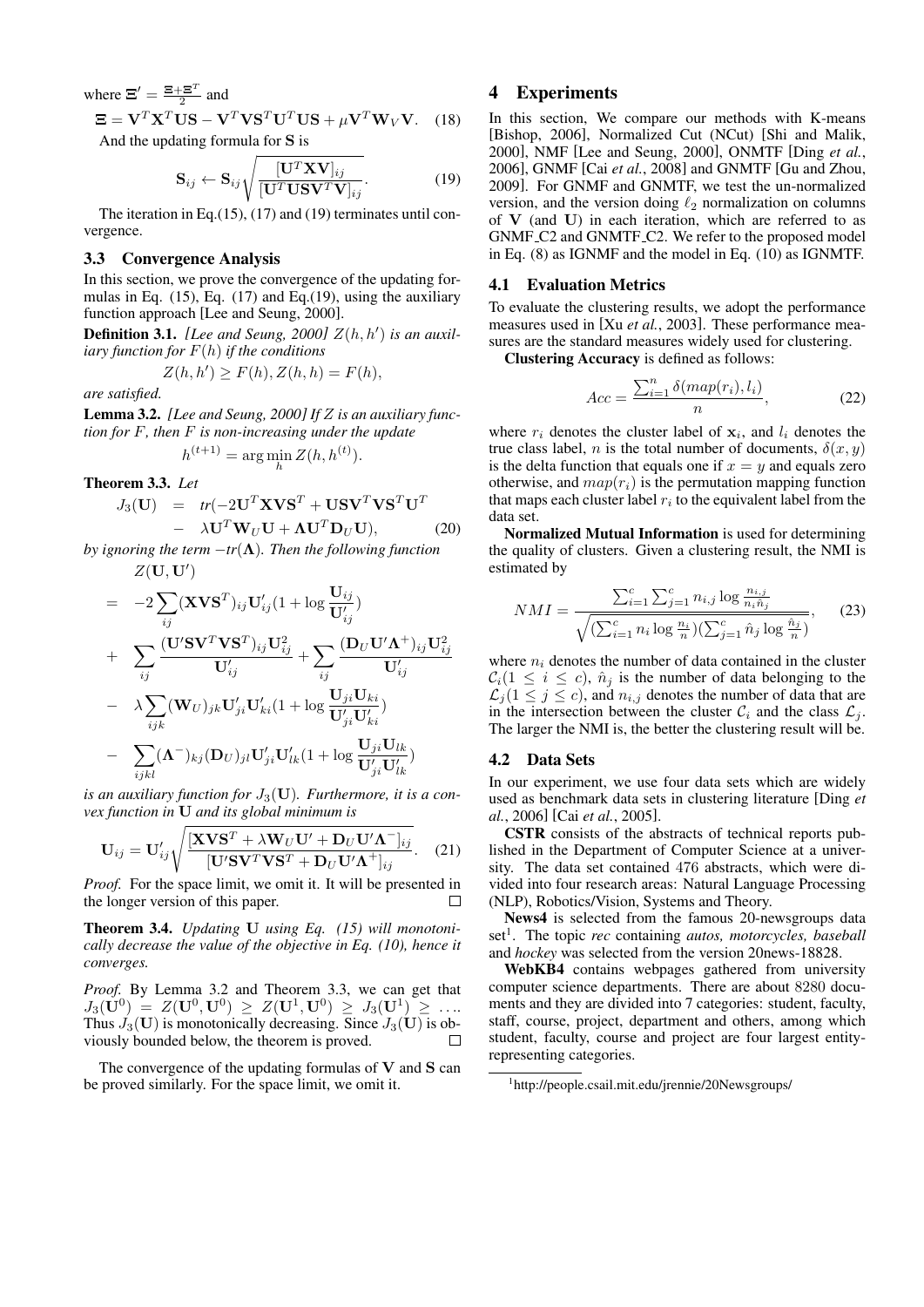where $\Xi' = \frac{\Xi + \Xi^T}{2}$ and

$$\Xi = \mathbf{V}^T \mathbf{X}^T \mathbf{U} \mathbf{S} - \mathbf{V}^T \mathbf{V} \mathbf{S}^T \mathbf{U}^T \mathbf{U} \mathbf{S} + \mu \mathbf{V}^T \mathbf{W}_V \mathbf{V}. \quad (18)$$

And the updating formula for $\mathbf{S}$ is

$$\mathbf{S}_{ij} \leftarrow \mathbf{S}_{ij} \sqrt{\frac{[\mathbf{U}^T \mathbf{X} \mathbf{V}]_{ij}}{[\mathbf{U}^T \mathbf{U} \mathbf{S} \mathbf{V}^T \mathbf{V}]_{ij}}}. \quad (19)$$

The iteration in Eq.(15), (17) and (19) terminates until convergence.

### 3.3 Convergence Analysis

In this section, we prove the convergence of the updating formulas in Eq. (15), Eq. (17) and Eq.(19), using the auxiliary function approach [Lee and Seung, 2000].

**Definition 3.1.** *[Lee and Seung, 2000] $Z(h, h')$ is an auxiliary function for $F(h)$ if the conditions*

$$Z(h, h') \geq F(h), Z(h, h) = F(h),$$

*are satisfied.*

**Lemma 3.2.** *[Lee and Seung, 2000] If $Z$ is an auxiliary function for $F$, then $F$ is non-increasing under the update*

$$h^{(t+1)} = \arg\min_h Z(h, h^{(t)}).$$

**Theorem 3.3.** *Let*

$$\begin{aligned} J_3(\mathbf{U}) &= tr(-2\mathbf{U}^T \mathbf{X} \mathbf{V} \mathbf{S}^T + \mathbf{U} \mathbf{S} \mathbf{V}^T \mathbf{V} \mathbf{S}^T \mathbf{U}^T \\ &\quad - \lambda \mathbf{U}^T \mathbf{W}_U \mathbf{U} + \mathbf{\Lambda} \mathbf{U}^T \mathbf{D}_U \mathbf{U}), \end{aligned} \quad (20)$$

*by ignoring the term $-tr(\mathbf{\Lambda})$. Then the following function*

$$\begin{aligned} & Z(\mathbf{U}, \mathbf{U}') \\ = & -2\sum_{ij} (\mathbf{X} \mathbf{V} \mathbf{S}^T)_{ij} \mathbf{U}'_{ij} (1 + \log \frac{\mathbf{U}_{ij}}{\mathbf{U}'_{ij}}) \\ + & \sum_{ij} \frac{(\mathbf{U}' \mathbf{S} \mathbf{V}^T \mathbf{V} \mathbf{S}^T)_{ij} \mathbf{U}_{ij}^2}{\mathbf{U}'_{ij}} + \sum_{ij} \frac{(\mathbf{D}_U \mathbf{U}' \mathbf{\Lambda}^+)_{ij} \mathbf{U}_{ij}^2}{\mathbf{U}'_{ij}} \\ - & \lambda \sum_{ijk} (\mathbf{W}_U)_{jk} \mathbf{U}'_{ji} \mathbf{U}'_{ki} (1 + \log \frac{\mathbf{U}_{ji} \mathbf{U}_{ki}}{\mathbf{U}'_{ji} \mathbf{U}'_{ki}}) \\ - & \sum_{ijkl} (\mathbf{\Lambda}^-)_{kj} (\mathbf{D}_U)_{jl} \mathbf{U}'_{ji} \mathbf{U}'_{lk} (1 + \log \frac{\mathbf{U}_{ji} \mathbf{U}_{lk}}{\mathbf{U}'_{ji} \mathbf{U}'_{lk}}) \end{aligned}$$

*is an auxiliary function for $J_3(\mathbf{U})$. Furthermore, it is a convex function in $\mathbf{U}$ and its global minimum is*

$$\mathbf{U}_{ij} = \mathbf{U}'_{ij} \sqrt{\frac{[\mathbf{X} \mathbf{V} \mathbf{S}^T + \lambda \mathbf{W}_U \mathbf{U}' + \mathbf{D}_U \mathbf{U}' \mathbf{\Lambda}^-]_{ij}}{[\mathbf{U}' \mathbf{S} \mathbf{V}^T \mathbf{V} \mathbf{S}^T + \mathbf{D}_U \mathbf{U}' \mathbf{\Lambda}^+]_{ij}}}. \quad (21)$$

*Proof.* For the space limit, we omit it. It will be presented in the longer version of this paper. □

**Theorem 3.4.** *Updating $\mathbf{U}$ using Eq. (15) will monotonically decrease the value of the objective in Eq. (10), hence it converges.*

*Proof.* By Lemma 3.2 and Theorem 3.3, we can get that $J_3(\mathbf{U}^0) = Z(\mathbf{U}^0, \mathbf{U}^0) \geq Z(\mathbf{U}^1, \mathbf{U}^0) \geq J_3(\mathbf{U}^1) \geq \ldots$ Thus $J_3(\mathbf{U})$ is monotonically decreasing. Since $J_3(\mathbf{U})$ is obviously bounded below, the theorem is proved. □

The convergence of the updating formulas of $\mathbf{V}$ and $\mathbf{S}$ can be proved similarly. For the space limit, we omit it.

## 4 Experiments

In this section, We compare our methods with K-means [Bishop, 2006], Normalized Cut (NCut) [Shi and Malik, 2000], NMF [Lee and Seung, 2000], ONMTF [Ding *et al.*, 2006], GNMF [Cai *et al.*, 2008] and GNMTF [Gu and Zhou, 2009]. For GNMF and GNMTF, we test the un-normalized version, and the version doing $\ell_2$ normalization on columns of $\mathbf{V}$ (and $\mathbf{U}$) in each iteration, which are referred to as GNMF_C2 and GNMTF_C2. We refer to the proposed model in Eq. (8) as IGNMF and the model in Eq. (10) as IGNMTF.

### 4.1 Evaluation Metrics

To evaluate the clustering results, we adopt the performance measures used in [Xu *et al.*, 2003]. These performance measures are the standard measures widely used for clustering.

**Clustering Accuracy** is defined as follows:

$$Acc = \frac{\sum_{i=1}^n \delta(map(r_i), l_i)}{n}, \quad (22)$$

where $r_i$ denotes the cluster label of $\mathbf{x}_i$, and $l_i$ denotes the true class label, $n$ is the total number of documents, $\delta(x, y)$ is the delta function that equals one if $x = y$ and equals zero otherwise, and $map(r_i)$ is the permutation mapping function that maps each cluster label $r_i$ to the equivalent label from the data set.

**Normalized Mutual Information** is used for determining the quality of clusters. Given a clustering result, the NMI is estimated by

$$NMI = \frac{\sum_{i=1}^c \sum_{j=1}^c n_{i,j} \log \frac{n_{i,j}}{n_i \hat{n}_j}}{\sqrt{(\sum_{i=1}^c n_i \log \frac{n_i}{n})(\sum_{j=1}^c \hat{n}_j \log \frac{\hat{n}_j}{n})}}, \quad (23)$$

where $n_i$ denotes the number of data contained in the cluster $\mathcal{C}_i (1 \leq i \leq c)$, $\hat{n}_j$ is the number of data belonging to the $\mathcal{L}_j (1 \leq j \leq c)$, and $n_{i,j}$ denotes the number of data that are in the intersection between the cluster $\mathcal{C}_i$ and the class $\mathcal{L}_j$. The larger the NMI is, the better the clustering result will be.

### 4.2 Data Sets

In our experiment, we use four data sets which are widely used as benchmark data sets in clustering literature [Ding *et al.*, 2006] [Cai *et al.*, 2005].

**CSTR** consists of the abstracts of technical reports published in the Department of Computer Science at a university. The data set contained 476 abstracts, which were divided into four research areas: Natural Language Processing (NLP), Robotics/Vision, Systems and Theory.

**News4** is selected from the famous 20-newsgroups data set[1]. The topic *rec* containing *autos, motorcycles, baseball* and *hockey* was selected from the version 20news-18828.

**WebKB4** contains webpages gathered from university computer science departments. There are about 8280 documents and they are divided into 7 categories: student, faculty, staff, course, project, department and others, among which student, faculty, course and project are four largest entity-representing categories.

[1] http://people.csail.mit.edu/jrennie/20Newsgroups/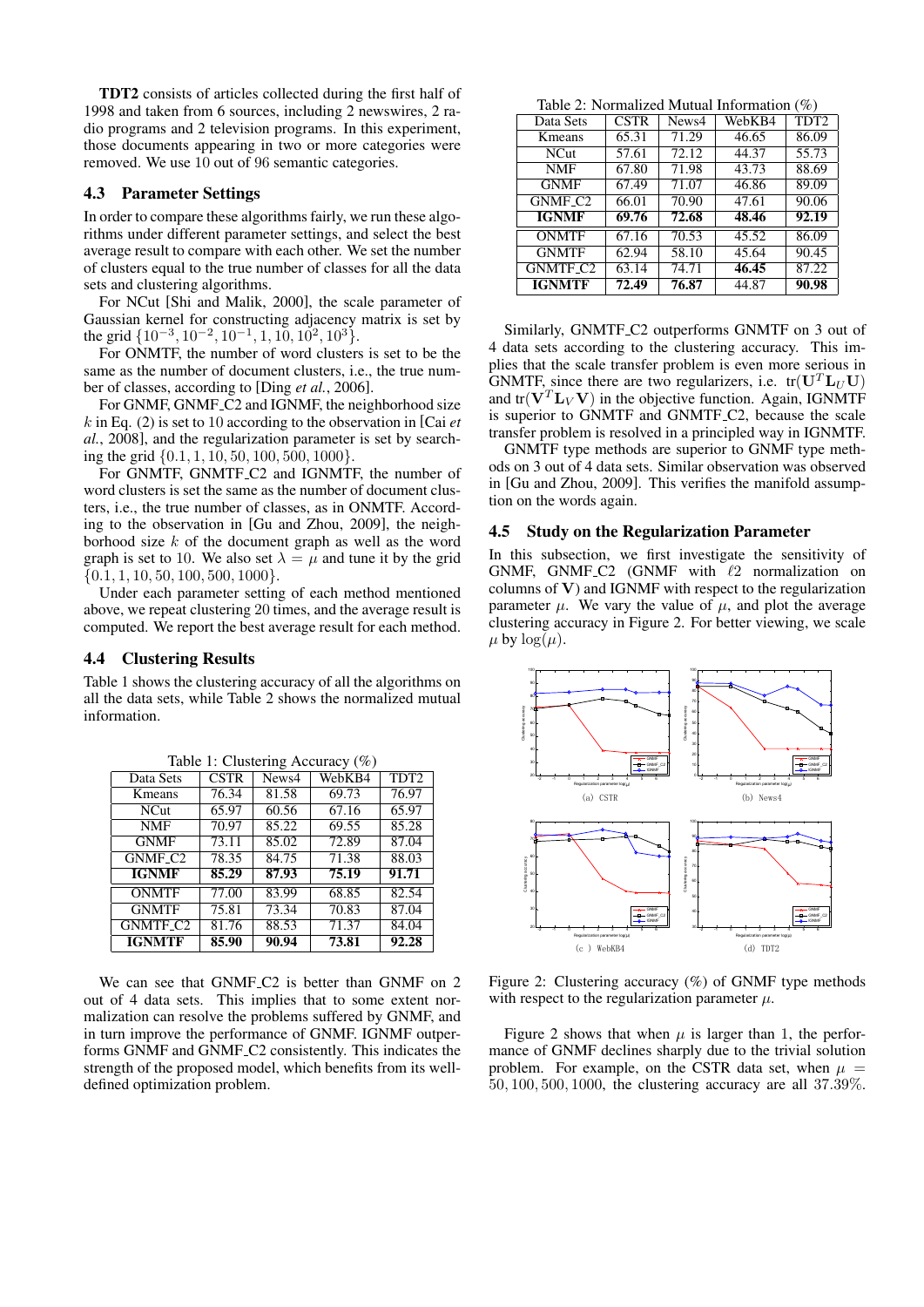**TDT2** consists of articles collected during the first half of 1998 and taken from 6 sources, including 2 newswires, 2 radio programs and 2 television programs. In this experiment, those documents appearing in two or more categories were removed. We use 10 out of 96 semantic categories.

### 4.3 Parameter Settings

In order to compare these algorithms fairly, we run these algorithms under different parameter settings, and select the best average result to compare with each other. We set the number of clusters equal to the true number of classes for all the data sets and clustering algorithms.

For NCut [Shi and Malik, 2000], the scale parameter of Gaussian kernel for constructing adjacency matrix is set by the grid $\{10^{-3}, 10^{-2}, 10^{-1}, 1, 10, 10^2, 10^3\}$.

For ONMTF, the number of word clusters is set to be the same as the number of document clusters, i.e., the true number of classes, according to [Ding *et al.*, 2006].

For GNMF, GNMF_C2 and IGNMF, the neighborhood size $k$ in Eq. (2) is set to 10 according to the observation in [Cai *et al.*, 2008], and the regularization parameter is set by searching the grid $\{0.1, 1, 10, 50, 100, 500, 1000\}$.

For GNMTF, GNMTF_C2 and IGNMTF, the number of word clusters is set the same as the number of document clusters, i.e., the true number of classes, as in ONMTF. According to the observation in [Gu and Zhou, 2009], the neighborhood size $k$ of the document graph as well as the word graph is set to 10. We also set $\lambda = \mu$ and tune it by the grid $\{0.1, 1, 10, 50, 100, 500, 1000\}$.

Under each parameter setting of each method mentioned above, we repeat clustering 20 times, and the average result is computed. We report the best average result for each method.

### 4.4 Clustering Results

Table 1 shows the clustering accuracy of all the algorithms on all the data sets, while Table 2 shows the normalized mutual information.

Table 1: Clustering Accuracy (%)

| Data Sets | CSTR | News4 | WebKB4 | TDT2 |
|---|---|---|---|---|
| Kmeans | 76.34 | 81.58 | 69.73 | 76.97 |
| NCut | 65.97 | 60.56 | 67.16 | 65.97 |
| NMF | 70.97 | 85.22 | 69.55 | 85.28 |
| GNMF | 73.11 | 85.02 | 72.89 | 87.04 |
| GNMF_C2 | 78.35 | 84.75 | 71.38 | 88.03 |
| **IGNMF** | **85.29** | **87.93** | **75.19** | **91.71** |
| ONMTF | 77.00 | 83.99 | 68.85 | 82.54 |
| GNMTF | 75.81 | 73.34 | 70.83 | 87.04 |
| GNMTF_C2 | 81.76 | 88.53 | 71.37 | 84.04 |
| **IGNMTF** | **85.90** | **90.94** | **73.81** | **92.28** |

We can see that GNMF_C2 is better than GNMF on 2 out of 4 data sets. This implies that to some extent normalization can resolve the problems suffered by GNMF, and in turn improve the performance of GNMF. IGNMF outperforms GNMF and GNMF_C2 consistently. This indicates the strength of the proposed model, which benefits from its well-defined optimization problem.

Table 2: Normalized Mutual Information (%)

| Data Sets | CSTR | News4 | WebKB4 | TDT2 |
|---|---|---|---|---|
| Kmeans | 65.31 | 71.29 | 46.65 | 86.09 |
| NCut | 57.61 | 72.12 | 44.37 | 55.73 |
| NMF | 67.80 | 71.98 | 43.73 | 88.69 |
| GNMF | 67.49 | 71.07 | 46.86 | 89.09 |
| GNMF_C2 | 66.01 | 70.90 | 47.61 | 90.06 |
| **IGNMF** | **69.76** | **72.68** | **48.46** | **92.19** |
| ONMTF | 67.16 | 70.53 | 45.52 | 86.09 |
| GNMTF | 62.94 | 58.10 | 45.64 | 90.45 |
| GNMTF_C2 | 63.14 | 74.71 | **46.45** | 87.22 |
| **IGNMTF** | **72.49** | **76.87** | 44.87 | **90.98** |

Similarly, GNMTF_C2 outperforms GNMTF on 3 out of 4 data sets according to the clustering accuracy. This implies that the scale transfer problem is even more serious in GNMTF, since there are two regularizers, i.e. $\mathrm{tr}(\mathbf{U}^T\mathbf{L}_U\mathbf{U})$ and $\mathrm{tr}(\mathbf{V}^T\mathbf{L}_V\mathbf{V})$ in the objective function. Again, IGNMTF is superior to GNMTF and GNMTF_C2, because the scale transfer problem is resolved in a principled way in IGNMTF.

GNMTF type methods are superior to GNMF type methods on 3 out of 4 data sets. Similar observation was observed in [Gu and Zhou, 2009]. This verifies the manifold assumption on the words again.

### 4.5 Study on the Regularization Parameter

In this subsection, we first investigate the sensitivity of GNMF, GNMF_C2 (GNMF with $\ell 2$ normalization on columns of $\mathbf{V}$) and IGNMF with respect to the regularization parameter $\mu$. We vary the value of $\mu$, and plot the average clustering accuracy in Figure 2. For better viewing, we scale $\mu$ by $\log(\mu)$.

Figure 2: Clustering accuracy (%) of GNMF type methods with respect to the regularization parameter $\mu$.

Figure 2 shows that when $\mu$ is larger than 1, the performance of GNMF declines sharply due to the trivial solution problem. For example, on the CSTR data set, when $\mu = 50, 100, 500, 1000$, the clustering accuracy are all 37.39%.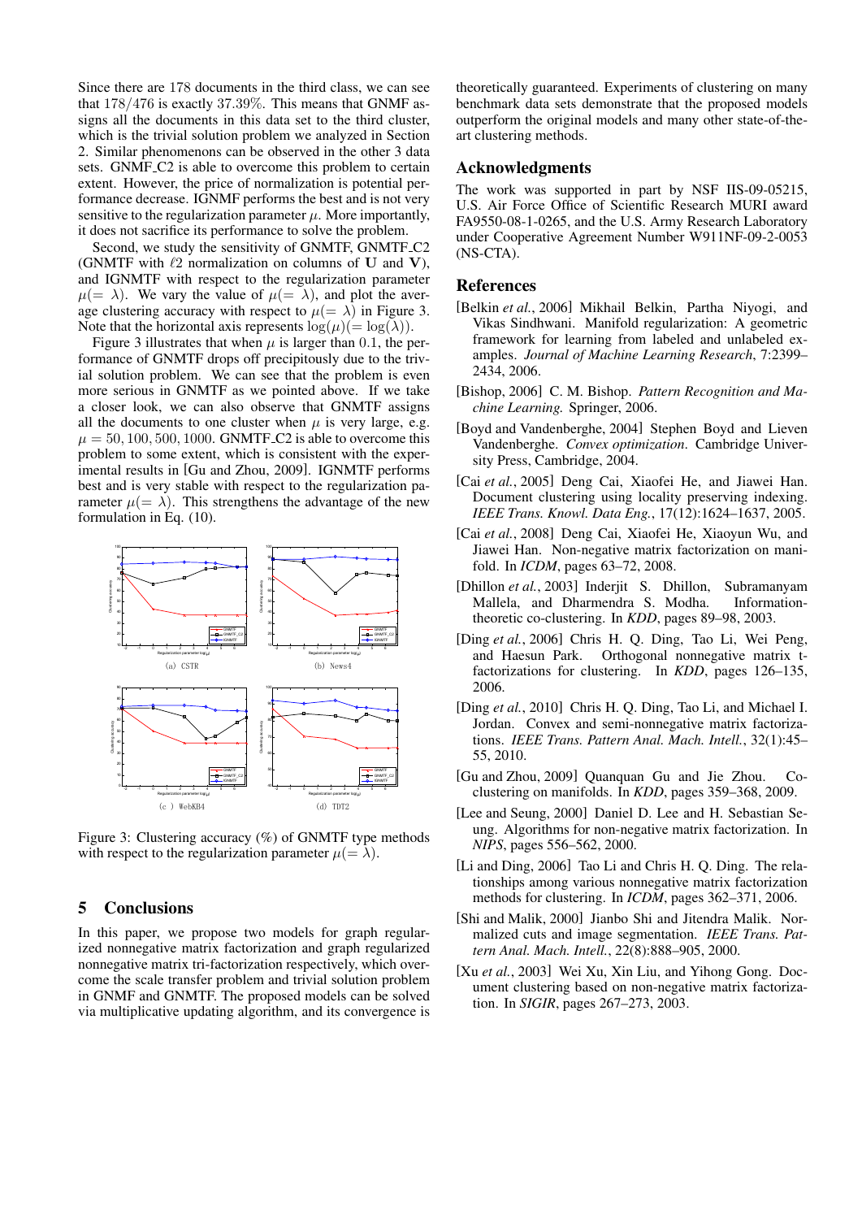Since there are 178 documents in the third class, we can see that 178/476 is exactly 37.39%. This means that GNMF assigns all the documents in this data set to the third cluster, which is the trivial solution problem we analyzed in Section 2. Similar phenomenons can be observed in the other 3 data sets. GNMF_C2 is able to overcome this problem to certain extent. However, the price of normalization is potential performance decrease. IGNMF performs the best and is not very sensitive to the regularization parameter $\mu$. More importantly, it does not sacrifice its performance to solve the problem.

Second, we study the sensitivity of GNMTF, GNMTF_C2 (GNMTF with $\ell 2$ normalization on columns of $\mathbf{U}$ and $\mathbf{V}$), and IGNMTF with respect to the regularization parameter $\mu (= \lambda)$. We vary the value of $\mu (= \lambda)$, and plot the average clustering accuracy with respect to $\mu (= \lambda)$ in Figure 3. Note that the horizontal axis represents $\log(\mu)(= \log(\lambda))$.

Figure 3 illustrates that when $\mu$ is larger than 0.1, the performance of GNMTF drops off precipitously due to the trivial solution problem. We can see that the problem is even more serious in GNMTF as we pointed above. If we take a closer look, we can also observe that GNMTF assigns all the documents to one cluster when $\mu$ is very large, e.g. $\mu = 50, 100, 500, 1000$. GNMTF_C2 is able to overcome this problem to some extent, which is consistent with the experimental results in [Gu and Zhou, 2009]. IGNMTF performs best and is very stable with respect to the regularization parameter $\mu (= \lambda)$. This strengthens the advantage of the new formulation in Eq. (10).

(a) CSTR

(b) News4

(c) WebKB4

(d) TDT2

Figure 3: Clustering accuracy (%) of GNMTF type methods with respect to the regularization parameter $\mu (= \lambda)$.

## 5 Conclusions

In this paper, we propose two models for graph regularized nonnegative matrix factorization and graph regularized nonnegative matrix tri-factorization respectively, which overcome the scale transfer problem and trivial solution problem in GNMF and GNMTF. The proposed models can be solved via multiplicative updating algorithm, and its convergence is theoretically guaranteed. Experiments of clustering on many benchmark data sets demonstrate that the proposed models outperform the original models and many other state-of-the-art clustering methods.

## Acknowledgments

The work was supported in part by NSF IIS-09-05215, U.S. Air Force Office of Scientific Research MURI award FA9550-08-1-0265, and the U.S. Army Research Laboratory under Cooperative Agreement Number W911NF-09-2-0053 (NS-CTA).

## References

[Belkin *et al.*, 2006] Mikhail Belkin, Partha Niyogi, and Vikas Sindhwani. Manifold regularization: A geometric framework for learning from labeled and unlabeled examples. *Journal of Machine Learning Research*, 7:2399–2434, 2006.

[Bishop, 2006] C. M. Bishop. *Pattern Recognition and Machine Learning.* Springer, 2006.

[Boyd and Vandenberghe, 2004] Stephen Boyd and Lieven Vandenberghe. *Convex optimization*. Cambridge University Press, Cambridge, 2004.

[Cai *et al.*, 2005] Deng Cai, Xiaofei He, and Jiawei Han. Document clustering using locality preserving indexing. *IEEE Trans. Knowl. Data Eng.*, 17(12):1624–1637, 2005.

[Cai *et al.*, 2008] Deng Cai, Xiaofei He, Xiaoyun Wu, and Jiawei Han. Non-negative matrix factorization on manifold. In *ICDM*, pages 63–72, 2008.

[Dhillon *et al.*, 2003] Inderjit S. Dhillon, Subramanyam Mallela, and Dharmendra S. Modha. Information-theoretic co-clustering. In *KDD*, pages 89–98, 2003.

[Ding *et al.*, 2006] Chris H. Q. Ding, Tao Li, Wei Peng, and Haesun Park. Orthogonal nonnegative matrix t-factorizations for clustering. In *KDD*, pages 126–135, 2006.

[Ding *et al.*, 2010] Chris H. Q. Ding, Tao Li, and Michael I. Jordan. Convex and semi-nonnegative matrix factorizations. *IEEE Trans. Pattern Anal. Mach. Intell.*, 32(1):45–55, 2010.

[Gu and Zhou, 2009] Quanquan Gu and Jie Zhou. Co-clustering on manifolds. In *KDD*, pages 359–368, 2009.

[Lee and Seung, 2000] Daniel D. Lee and H. Sebastian Seung. Algorithms for non-negative matrix factorization. In *NIPS*, pages 556–562, 2000.

[Li and Ding, 2006] Tao Li and Chris H. Q. Ding. The relationships among various nonnegative matrix factorization methods for clustering. In *ICDM*, pages 362–371, 2006.

[Shi and Malik, 2000] Jianbo Shi and Jitendra Malik. Normalized cuts and image segmentation. *IEEE Trans. Pattern Anal. Mach. Intell.*, 22(8):888–905, 2000.

[Xu *et al.*, 2003] Wei Xu, Xin Liu, and Yihong Gong. Document clustering based on non-negative matrix factorization. In *SIGIR*, pages 267–273, 2003.